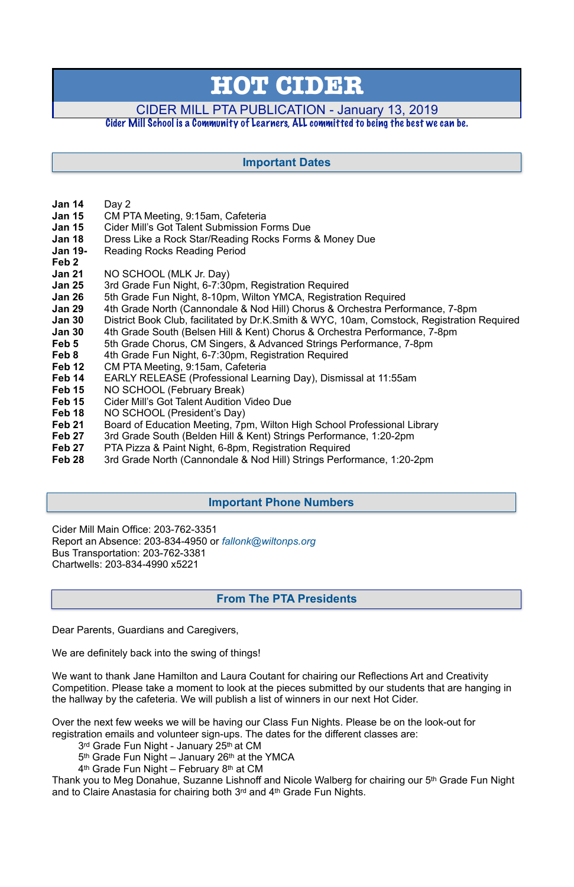# HOT CIDER

## CIDER MILL PTA PUBLICATION - January 13, 2019

Cider Mill School is a Community of Learners, ALL committed to being the best we can be.

## Important Dates

| | |
|---|---|
| **Jan 14** | Day 2 |
| **Jan 15** | CM PTA Meeting, 9:15am, Cafeteria |
| **Jan 15** | Cider Mill's Got Talent Submission Forms Due |
| **Jan 18** | Dress Like a Rock Star/Reading Rocks Forms & Money Due |
| **Jan 19-Feb 2** | Reading Rocks Reading Period |
| **Jan 21** | NO SCHOOL (MLK Jr. Day) |
| **Jan 25** | 3rd Grade Fun Night, 6-7:30pm, Registration Required |
| **Jan 26** | 5th Grade Fun Night, 8-10pm, Wilton YMCA, Registration Required |
| **Jan 29** | 4th Grade North (Cannondale & Nod Hill) Chorus & Orchestra Performance, 7-8pm |
| **Jan 30** | District Book Club, facilitated by Dr.K.Smith & WYC, 10am, Comstock, Registration Required |
| **Jan 30** | 4th Grade South (Belsen Hill & Kent) Chorus & Orchestra Performance, 7-8pm |
| **Feb 5** | 5th Grade Chorus, CM Singers, & Advanced Strings Performance, 7-8pm |
| **Feb 8** | 4th Grade Fun Night, 6-7:30pm, Registration Required |
| **Feb 12** | CM PTA Meeting, 9:15am, Cafeteria |
| **Feb 14** | EARLY RELEASE (Professional Learning Day), Dismissal at 11:55am |
| **Feb 15** | NO SCHOOL (February Break) |
| **Feb 15** | Cider Mill's Got Talent Audition Video Due |
| **Feb 18** | NO SCHOOL (President's Day) |
| **Feb 21** | Board of Education Meeting, 7pm, Wilton High School Professional Library |
| **Feb 27** | 3rd Grade South (Belden Hill & Kent) Strings Performance, 1:20-2pm |
| **Feb 27** | PTA Pizza & Paint Night, 6-8pm, Registration Required |
| **Feb 28** | 3rd Grade North (Cannondale & Nod Hill) Strings Performance, 1:20-2pm |

## Important Phone Numbers

Cider Mill Main Office: 203-762-3351
Report an Absence: 203-834-4950 or *fallonk@wiltonps.org*
Bus Transportation: 203-762-3381
Chartwells: 203-834-4990 x5221

## From The PTA Presidents

Dear Parents, Guardians and Caregivers,

We are definitely back into the swing of things!

We want to thank Jane Hamilton and Laura Coutant for chairing our Reflections Art and Creativity Competition. Please take a moment to look at the pieces submitted by our students that are hanging in the hallway by the cafeteria. We will publish a list of winners in our next Hot Cider.

Over the next few weeks we will be having our Class Fun Nights. Please be on the look-out for registration emails and volunteer sign-ups. The dates for the different classes are:

- 3rd Grade Fun Night - January 25th at CM
- 5th Grade Fun Night – January 26th at the YMCA
- 4th Grade Fun Night – February 8th at CM

Thank you to Meg Donahue, Suzanne Lishnoff and Nicole Walberg for chairing our 5th Grade Fun Night and to Claire Anastasia for chairing both 3rd and 4th Grade Fun Nights.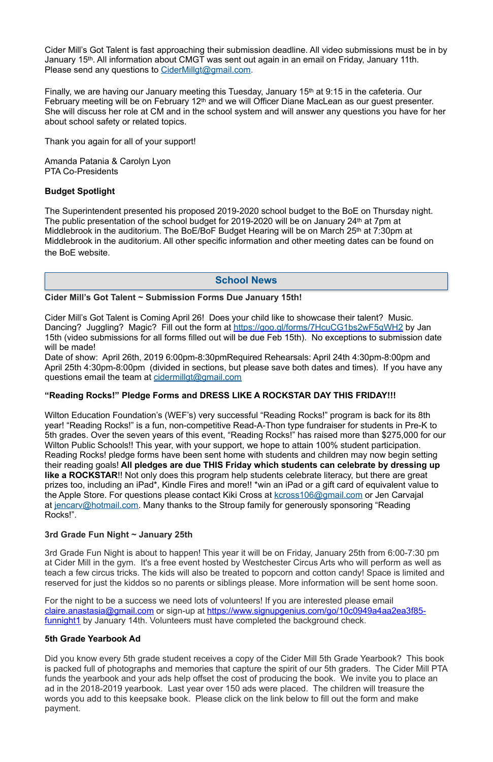Cider Mill's Got Talent is fast approaching their submission deadline. All video submissions must be in by January 15th. All information about CMGT was sent out again in an email on Friday, January 11th. Please send any questions to CiderMillgt@gmail.com.

Finally, we are having our January meeting this Tuesday, January 15th at 9:15 in the cafeteria. Our February meeting will be on February 12th and we will Officer Diane MacLean as our guest presenter. She will discuss her role at CM and in the school system and will answer any questions you have for her about school safety or related topics.

Thank you again for all of your support!

Amanda Patania & Carolyn Lyon
PTA Co-Presidents

**Budget Spotlight**

The Superintendent presented his proposed 2019-2020 school budget to the BoE on Thursday night. The public presentation of the school budget for 2019-2020 will be on January 24th at 7pm at Middlebrook in the auditorium. The BoE/BoF Budget Hearing will be on March 25th at 7:30pm at Middlebrook in the auditorium. All other specific information and other meeting dates can be found on the BoE website.

## School News

**Cider Mill's Got Talent ~ Submission Forms Due January 15th!**

Cider Mill's Got Talent is Coming April 26! Does your child like to showcase their talent? Music. Dancing? Juggling? Magic? Fill out the form at https://goo.gl/forms/7HcuCG1bs2wF5gWH2 by Jan 15th (video submissions for all forms filled out will be due Feb 15th). No exceptions to submission date will be made!
Date of show: April 26th, 2019 6:00pm-8:30pmRequired Rehearsals: April 24th 4:30pm-8:00pm and April 25th 4:30pm-8:00pm (divided in sections, but please save both dates and times). If you have any questions email the team at cidermillgt@gmail.com

**"Reading Rocks!" Pledge Forms and DRESS LIKE A ROCKSTAR DAY THIS FRIDAY!!!**

Wilton Education Foundation's (WEF's) very successful "Reading Rocks!" program is back for its 8th year! "Reading Rocks!" is a fun, non-competitive Read-A-Thon type fundraiser for students in Pre-K to 5th grades. Over the seven years of this event, "Reading Rocks!" has raised more than $275,000 for our Wilton Public Schools!! This year, with your support, we hope to attain 100% student participation. Reading Rocks! pledge forms have been sent home with students and children may now begin setting their reading goals! **All pledges are due THIS Friday which students can celebrate by dressing up like a ROCKSTAR**!! Not only does this program help students celebrate literacy, but there are great prizes too, including an iPad*, Kindle Fires and more!! *win an iPad or a gift card of equivalent value to the Apple Store. For questions please contact Kiki Cross at kcross106@gmail.com or Jen Carvajal at jencarv@hotmail.com. Many thanks to the Stroup family for generously sponsoring "Reading Rocks!".

**3rd Grade Fun Night ~ January 25th**

3rd Grade Fun Night is about to happen! This year it will be on Friday, January 25th from 6:00-7:30 pm at Cider Mill in the gym. It's a free event hosted by Westchester Circus Arts who will perform as well as teach a few circus tricks. The kids will also be treated to popcorn and cotton candy! Space is limited and reserved for just the kiddos so no parents or siblings please. More information will be sent home soon.

For the night to be a success we need lots of volunteers! If you are interested please email claire.anastasia@gmail.com or sign-up at https://www.signupgenius.com/go/10c0949a4aa2ea3f85-funnight1 by January 14th. Volunteers must have completed the background check.

**5th Grade Yearbook Ad**

Did you know every 5th grade student receives a copy of the Cider Mill 5th Grade Yearbook? This book is packed full of photographs and memories that capture the spirit of our 5th graders. The Cider Mill PTA funds the yearbook and your ads help offset the cost of producing the book. We invite you to place an ad in the 2018-2019 yearbook. Last year over 150 ads were placed. The children will treasure the words you add to this keepsake book. Please click on the link below to fill out the form and make payment.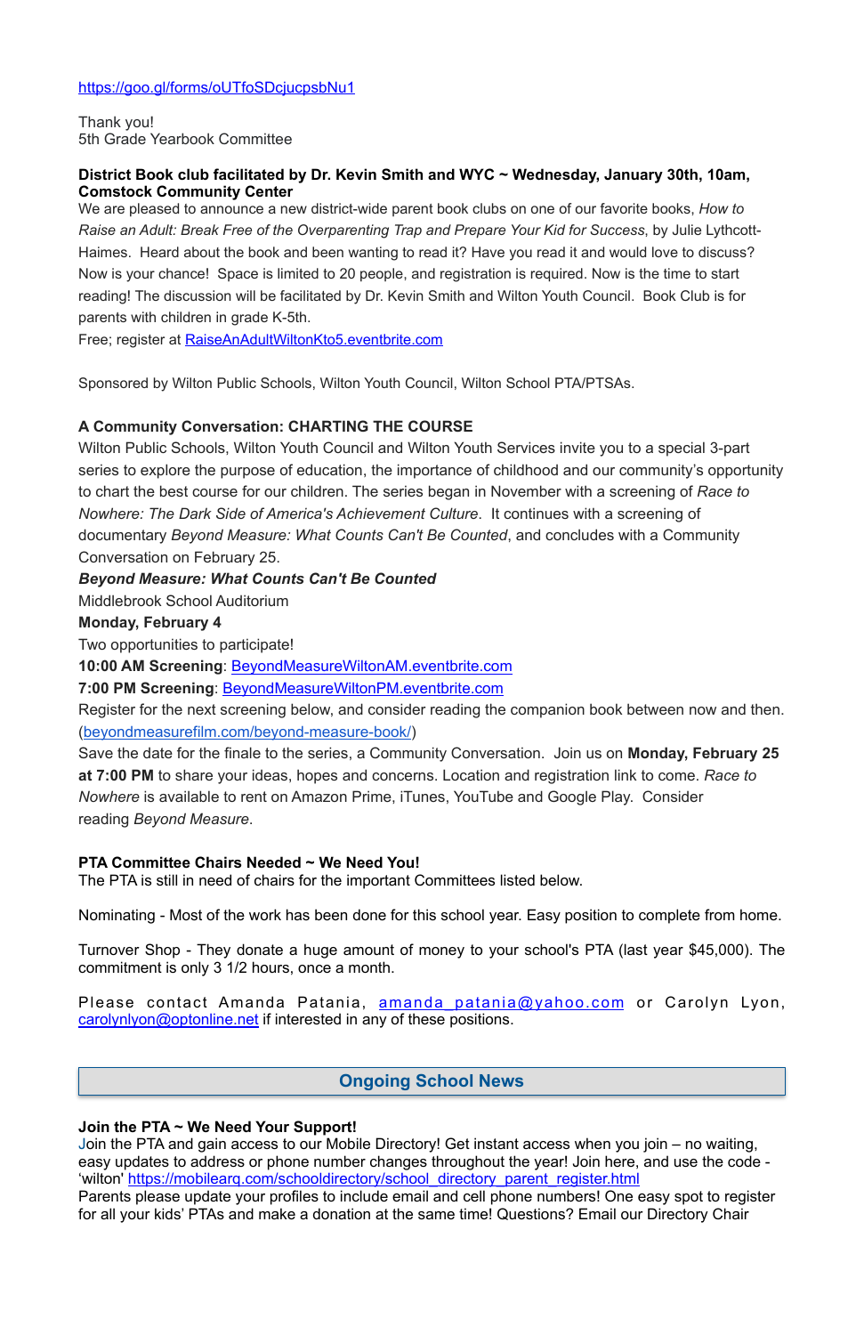https://goo.gl/forms/oUTfoSDcjucpsbNu1

Thank you!
5th Grade Yearbook Committee

**District Book club facilitated by Dr. Kevin Smith and WYC ~ Wednesday, January 30th, 10am, Comstock Community Center**

We are pleased to announce a new district-wide parent book clubs on one of our favorite books, *How to Raise an Adult: Break Free of the Overparenting Trap and Prepare Your Kid for Success*, by Julie Lythcott-Haimes. Heard about the book and been wanting to read it? Have you read it and would love to discuss? Now is your chance! Space is limited to 20 people, and registration is required. Now is the time to start reading! The discussion will be facilitated by Dr. Kevin Smith and Wilton Youth Council. Book Club is for parents with children in grade K-5th.

Free; register at RaiseAnAdultWiltonKto5.eventbrite.com

Sponsored by Wilton Public Schools, Wilton Youth Council, Wilton School PTA/PTSAs.

**A Community Conversation: CHARTING THE COURSE**

Wilton Public Schools, Wilton Youth Council and Wilton Youth Services invite you to a special 3-part series to explore the purpose of education, the importance of childhood and our community's opportunity to chart the best course for our children. The series began in November with a screening of *Race to Nowhere: The Dark Side of America's Achievement Culture*. It continues with a screening of documentary *Beyond Measure: What Counts Can't Be Counted*, and concludes with a Community Conversation on February 25.

***Beyond Measure: What Counts Can't Be Counted***

Middlebrook School Auditorium

**Monday, February 4**

Two opportunities to participate!

**10:00 AM Screening**: BeyondMeasureWiltonAM.eventbrite.com

**7:00 PM Screening**: BeyondMeasureWiltonPM.eventbrite.com

Register for the next screening below, and consider reading the companion book between now and then. (beyondmeasurefilm.com/beyond-measure-book/)

Save the date for the finale to the series, a Community Conversation. Join us on **Monday, February 25 at 7:00 PM** to share your ideas, hopes and concerns. Location and registration link to come. *Race to Nowhere* is available to rent on Amazon Prime, iTunes, YouTube and Google Play. Consider reading *Beyond Measure*.

**PTA Committee Chairs Needed ~ We Need You!**

The PTA is still in need of chairs for the important Committees listed below.

Nominating - Most of the work has been done for this school year. Easy position to complete from home.

Turnover Shop - They donate a huge amount of money to your school's PTA (last year $45,000). The commitment is only 3 1/2 hours, once a month.

Please contact Amanda Patania, amanda_patania@yahoo.com or Carolyn Lyon, carolynlyon@optonline.net if interested in any of these positions.

## Ongoing School News

**Join the PTA ~ We Need Your Support!**

Join the PTA and gain access to our Mobile Directory! Get instant access when you join – no waiting, easy updates to address or phone number changes throughout the year! Join here, and use the code - 'wilton' https://mobilearq.com/schooldirectory/school_directory_parent_register.html

Parents please update your profiles to include email and cell phone numbers! One easy spot to register for all your kids' PTAs and make a donation at the same time! Questions? Email our Directory Chair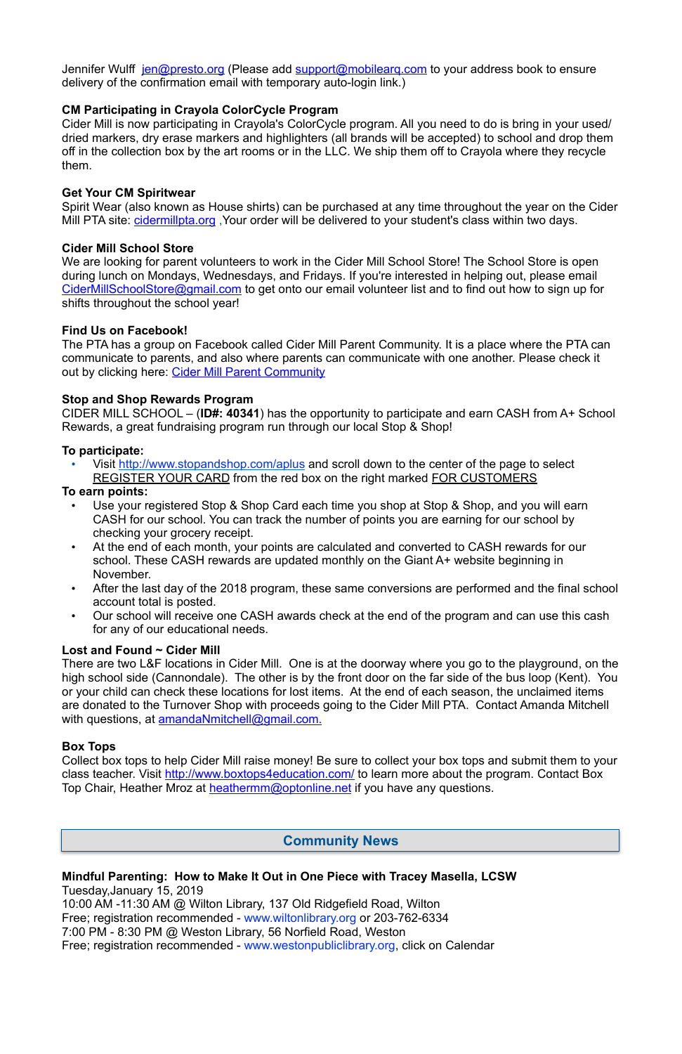Jennifer Wulff jen@presto.org (Please add support@mobilearq.com to your address book to ensure delivery of the confirmation email with temporary auto-login link.)

**CM Participating in Crayola ColorCycle Program**

Cider Mill is now participating in Crayola's ColorCycle program. All you need to do is bring in your used/dried markers, dry erase markers and highlighters (all brands will be accepted) to school and drop them off in the collection box by the art rooms or in the LLC. We ship them off to Crayola where they recycle them.

**Get Your CM Spiritwear**

Spirit Wear (also known as House shirts) can be purchased at any time throughout the year on the Cider Mill PTA site: cidermillpta.org ,Your order will be delivered to your student's class within two days.

**Cider Mill School Store**

We are looking for parent volunteers to work in the Cider Mill School Store! The School Store is open during lunch on Mondays, Wednesdays, and Fridays. If you're interested in helping out, please email CiderMillSchoolStore@gmail.com to get onto our email volunteer list and to find out how to sign up for shifts throughout the school year!

**Find Us on Facebook!**

The PTA has a group on Facebook called Cider Mill Parent Community. It is a place where the PTA can communicate to parents, and also where parents can communicate with one another. Please check it out by clicking here: Cider Mill Parent Community

**Stop and Shop Rewards Program**

CIDER MILL SCHOOL – (**ID#: 40341**) has the opportunity to participate and earn CASH from A+ School Rewards, a great fundraising program run through our local Stop & Shop!

**To participate:**

- Visit http://www.stopandshop.com/aplus and scroll down to the center of the page to select REGISTER YOUR CARD from the red box on the right marked FOR CUSTOMERS

**To earn points:**

- Use your registered Stop & Shop Card each time you shop at Stop & Shop, and you will earn CASH for our school. You can track the number of points you are earning for our school by checking your grocery receipt.
- At the end of each month, your points are calculated and converted to CASH rewards for our school. These CASH rewards are updated monthly on the Giant A+ website beginning in November.
- After the last day of the 2018 program, these same conversions are performed and the final school account total is posted.
- Our school will receive one CASH awards check at the end of the program and can use this cash for any of our educational needs.

**Lost and Found ~ Cider Mill**

There are two L&F locations in Cider Mill. One is at the doorway where you go to the playground, on the high school side (Cannondale). The other is by the front door on the far side of the bus loop (Kent). You or your child can check these locations for lost items. At the end of each season, the unclaimed items are donated to the Turnover Shop with proceeds going to the Cider Mill PTA. Contact Amanda Mitchell with questions, at amandaNmitchell@gmail.com.

**Box Tops**

Collect box tops to help Cider Mill raise money! Be sure to collect your box tops and submit them to your class teacher. Visit http://www.boxtops4education.com/ to learn more about the program. Contact Box Top Chair, Heather Mroz at heathermm@optonline.net if you have any questions.

## Community News

**Mindful Parenting: How to Make It Out in One Piece with Tracey Masella, LCSW**

Tuesday,January 15, 2019
10:00 AM -11:30 AM @ Wilton Library, 137 Old Ridgefield Road, Wilton
Free; registration recommended - www.wiltonlibrary.org or 203-762-6334
7:00 PM - 8:30 PM @ Weston Library, 56 Norfield Road, Weston
Free; registration recommended - www.westonpubliclibrary.org, click on Calendar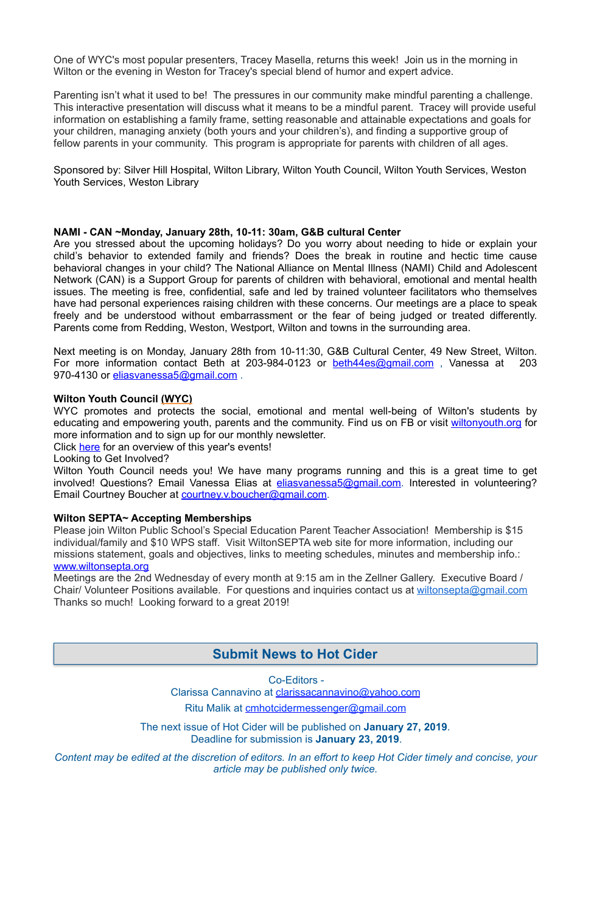One of WYC's most popular presenters, Tracey Masella, returns this week! Join us in the morning in Wilton or the evening in Weston for Tracey's special blend of humor and expert advice.

Parenting isn't what it used to be! The pressures in our community make mindful parenting a challenge. This interactive presentation will discuss what it means to be a mindful parent. Tracey will provide useful information on establishing a family frame, setting reasonable and attainable expectations and goals for your children, managing anxiety (both yours and your children's), and finding a supportive group of fellow parents in your community. This program is appropriate for parents with children of all ages.

Sponsored by: Silver Hill Hospital, Wilton Library, Wilton Youth Council, Wilton Youth Services, Weston Youth Services, Weston Library

**NAMI - CAN ~Monday, January 28th, 10-11: 30am, G&B cultural Center**

Are you stressed about the upcoming holidays? Do you worry about needing to hide or explain your child's behavior to extended family and friends? Does the break in routine and hectic time cause behavioral changes in your child? The National Alliance on Mental Illness (NAMI) Child and Adolescent Network (CAN) is a Support Group for parents of children with behavioral, emotional and mental health issues. The meeting is free, confidential, safe and led by trained volunteer facilitators who themselves have had personal experiences raising children with these concerns. Our meetings are a place to speak freely and be understood without embarrassment or the fear of being judged or treated differently. Parents come from Redding, Weston, Westport, Wilton and towns in the surrounding area.

Next meeting is on Monday, January 28th from 10-11:30, G&B Cultural Center, 49 New Street, Wilton. For more information contact Beth at 203-984-0123 or beth44es@gmail.com , Vanessa at 203 970-4130 or eliasvanessa5@gmail.com .

**Wilton Youth Council (WYC)**

WYC promotes and protects the social, emotional and mental well-being of Wilton's students by educating and empowering youth, parents and the community. Find us on FB or visit wiltonyouth.org for more information and to sign up for our monthly newsletter.
Click here for an overview of this year's events!
Looking to Get Involved?
Wilton Youth Council needs you! We have many programs running and this is a great time to get involved! Questions? Email Vanessa Elias at eliasvanessa5@gmail.com. Interested in volunteering? Email Courtney Boucher at courtney.v.boucher@gmail.com.

**Wilton SEPTA~ Accepting Memberships**

Please join Wilton Public School's Special Education Parent Teacher Association! Membership is $15 individual/family and $10 WPS staff. Visit WiltonSEPTA web site for more information, including our missions statement, goals and objectives, links to meeting schedules, minutes and membership info.: www.wiltonsepta.org
Meetings are the 2nd Wednesday of every month at 9:15 am in the Zellner Gallery. Executive Board / Chair/ Volunteer Positions available. For questions and inquiries contact us at wiltonsepta@gmail.com
Thanks so much! Looking forward to a great 2019!

## Submit News to Hot Cider

Co-Editors -
Clarissa Cannavino at clarissacannavino@yahoo.com
Ritu Malik at cmhotcidermessenger@gmail.com

The next issue of Hot Cider will be published on **January 27, 2019**.
Deadline for submission is **January 23, 2019**.

*Content may be edited at the discretion of editors. In an effort to keep Hot Cider timely and concise, your article may be published only twice.*